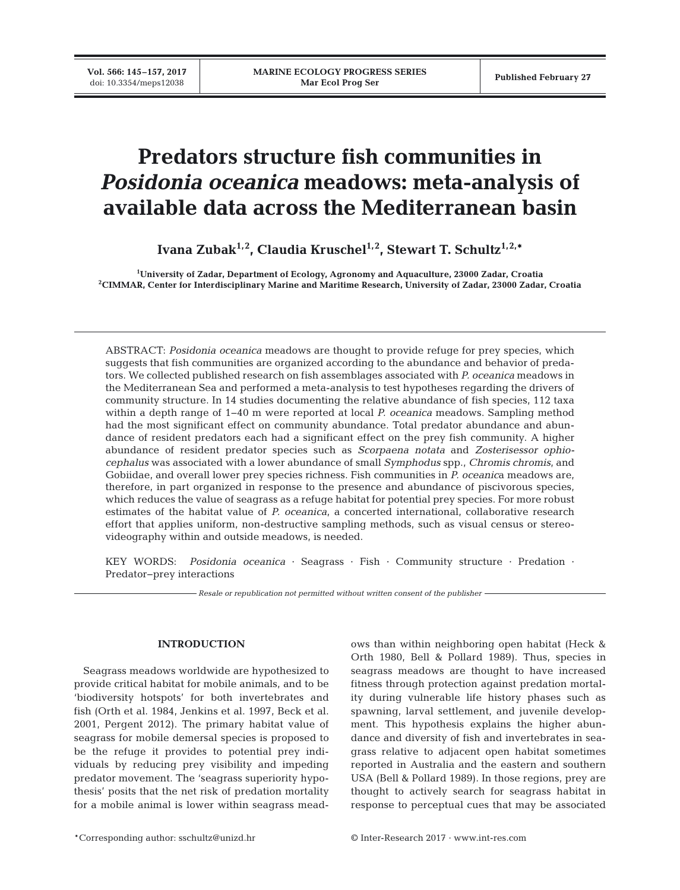# Predators structure fish communities in *Posidonia oceanica* meadows: meta-analysis of available data across the Mediterranean basin

**Ivana Zubak[1,2], Claudia Kruschel[1,2], Stewart T. Schultz[1,2,*]**

[1]University of Zadar, Department of Ecology, Agronomy and Aquaculture, 23000 Zadar, Croatia
[2]CIMMAR, Center for Interdisciplinary Marine and Maritime Research, University of Zadar, 23000 Zadar, Croatia

ABSTRACT: *Posidonia oceanica* meadows are thought to provide refuge for prey species, which suggests that fish communities are organized according to the abundance and behavior of predators. We collected published research on fish assemblages associated with *P. oceanica* meadows in the Mediterranean Sea and performed a meta-analysis to test hypotheses regarding the drivers of community structure. In 14 studies documenting the relative abundance of fish species, 112 taxa within a depth range of 1–40 m were reported at local *P. oceanica* meadows. Sampling method had the most significant effect on community abundance. Total predator abundance and abundance of resident predators each had a significant effect on the prey fish community. A higher abundance of resident predator species such as *Scorpaena notata* and *Zosterisessor ophiocephalus* was associated with a lower abundance of small *Symphodus* spp., *Chromis chromis*, and Gobiidae, and overall lower prey species richness. Fish communities in *P. oceanica* meadows are, therefore, in part organized in response to the presence and abundance of piscivorous species, which reduces the value of seagrass as a refuge habitat for potential prey species. For more robust estimates of the habitat value of *P. oceanica*, a concerted international, collaborative research effort that applies uniform, non-destructive sampling methods, such as visual census or stereo-videography within and outside meadows, is needed.

KEY WORDS: *Posidonia oceanica* · Seagrass · Fish · Community structure · Predation · Predator–prey interactions

*Resale or republication not permitted without written consent of the publisher*

## INTRODUCTION

Seagrass meadows worldwide are hypothesized to provide critical habitat for mobile animals, and to be 'biodiversity hotspots' for both invertebrates and fish (Orth et al. 1984, Jenkins et al. 1997, Beck et al. 2001, Pergent 2012). The primary habitat value of seagrass for mobile demersal species is proposed to be the refuge it provides to potential prey individuals by reducing prey visibility and impeding predator movement. The 'seagrass superiority hypothesis' posits that the net risk of predation mortality for a mobile animal is lower within seagrass meadows than within neighboring open habitat (Heck & Orth 1980, Bell & Pollard 1989). Thus, species in seagrass meadows are thought to have increased fitness through protection against predation mortality during vulnerable life history phases such as spawning, larval settlement, and juvenile development. This hypothesis explains the higher abundance and diversity of fish and invertebrates in seagrass relative to adjacent open habitat sometimes reported in Australia and the eastern and southern USA (Bell & Pollard 1989). In those regions, prey are thought to actively search for seagrass habitat in response to perceptual cues that may be associated

*Corresponding author: sschultz@unizd.hr

© Inter-Research 2017 · www.int-res.com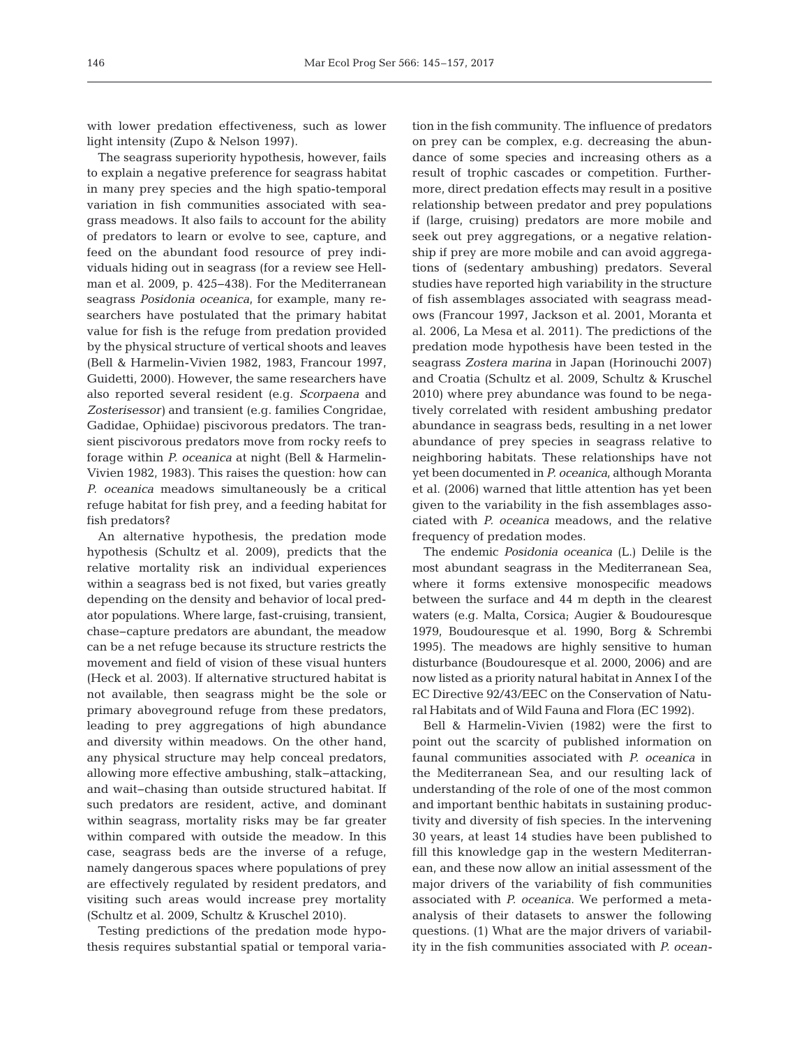with lower predation effectiveness, such as lower light intensity (Zupo & Nelson 1997).

The seagrass superiority hypothesis, however, fails to explain a negative preference for seagrass habitat in many prey species and the high spatio-temporal variation in fish communities associated with seagrass meadows. It also fails to account for the ability of predators to learn or evolve to see, capture, and feed on the abundant food resource of prey individuals hiding out in seagrass (for a review see Hellman et al. 2009, p. 425–438). For the Mediterranean seagrass *Posidonia oceanica*, for example, many researchers have postulated that the primary habitat value for fish is the refuge from predation provided by the physical structure of vertical shoots and leaves (Bell & Harmelin-Vivien 1982, 1983, Francour 1997, Guidetti, 2000). However, the same researchers have also reported several resident (e.g. *Scorpaena* and *Zosterisessor*) and transient (e.g. families Congridae, Gadidae, Ophiidae) piscivorous predators. The transient piscivorous predators move from rocky reefs to forage within *P. oceanica* at night (Bell & Harmelin-Vivien 1982, 1983). This raises the question: how can *P. oceanica* meadows simultaneously be a critical refuge habitat for fish prey, and a feeding habitat for fish predators?

An alternative hypothesis, the predation mode hypothesis (Schultz et al. 2009), predicts that the relative mortality risk an individual experiences within a seagrass bed is not fixed, but varies greatly depending on the density and behavior of local predator populations. Where large, fast-cruising, transient, chase–capture predators are abundant, the meadow can be a net refuge because its structure restricts the movement and field of vision of these visual hunters (Heck et al. 2003). If alternative structured habitat is not available, then seagrass might be the sole or primary aboveground refuge from these predators, leading to prey aggregations of high abundance and diversity within meadows. On the other hand, any physical structure may help conceal predators, allowing more effective ambushing, stalk–attacking, and wait–chasing than outside structured habitat. If such predators are resident, active, and dominant within seagrass, mortality risks may be far greater within compared with outside the meadow. In this case, seagrass beds are the inverse of a refuge, namely dangerous spaces where populations of prey are effectively regulated by resident predators, and visiting such areas would increase prey mortality (Schultz et al. 2009, Schultz & Kruschel 2010).

Testing predictions of the predation mode hypothesis requires substantial spatial or temporal variation in the fish community. The influence of predators on prey can be complex, e.g. decreasing the abundance of some species and increasing others as a result of trophic cascades or competition. Furthermore, direct predation effects may result in a positive relationship between predator and prey populations if (large, cruising) predators are more mobile and seek out prey aggregations, or a negative relationship if prey are more mobile and can avoid aggregations of (sedentary ambushing) predators. Several studies have reported high variability in the structure of fish assemblages associated with seagrass meadows (Francour 1997, Jackson et al. 2001, Moranta et al. 2006, La Mesa et al. 2011). The predictions of the predation mode hypothesis have been tested in the seagrass *Zostera marina* in Japan (Horinouchi 2007) and Croatia (Schultz et al. 2009, Schultz & Kruschel 2010) where prey abundance was found to be negatively correlated with resident ambushing predator abundance in seagrass beds, resulting in a net lower abundance of prey species in seagrass relative to neighboring habitats. These relationships have not yet been documented in *P. oceanica*, although Moranta et al. (2006) warned that little attention has yet been given to the variability in the fish assemblages associated with *P. oceanica* meadows, and the relative frequency of predation modes.

The endemic *Posidonia oceanica* (L.) Delile is the most abundant seagrass in the Mediterranean Sea, where it forms extensive monospecific meadows between the surface and 44 m depth in the clearest waters (e.g. Malta, Corsica; Augier & Boudouresque 1979, Boudouresque et al. 1990, Borg & Schrembi 1995). The meadows are highly sensitive to human disturbance (Boudouresque et al. 2000, 2006) and are now listed as a priority natural habitat in Annex I of the EC Directive 92/43/EEC on the Conservation of Natural Habitats and of Wild Fauna and Flora (EC 1992).

Bell & Harmelin-Vivien (1982) were the first to point out the scarcity of published information on faunal communities associated with *P. oceanica* in the Mediterranean Sea, and our resulting lack of understanding of the role of one of the most common and important benthic habitats in sustaining productivity and diversity of fish species. In the intervening 30 years, at least 14 studies have been published to fill this knowledge gap in the western Mediterranean, and these now allow an initial assessment of the major drivers of the variability of fish communities associated with *P. oceanica*. We performed a meta-analysis of their datasets to answer the following questions. (1) What are the major drivers of variability in the fish communities associated with *P. ocean-*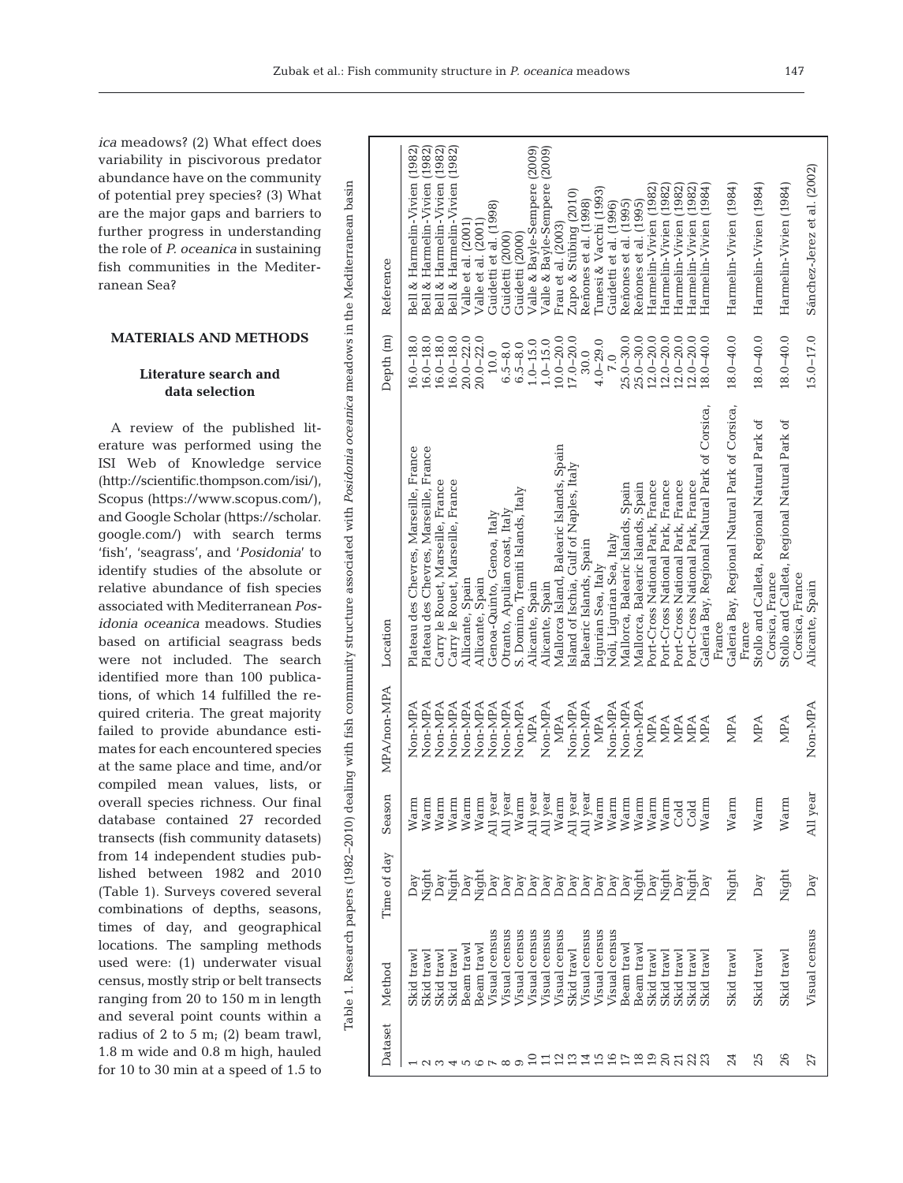*ica* meadows? (2) What effect does variability in piscivorous predator abundance have on the community of potential prey species? (3) What are the major gaps and barriers to further progress in understanding the role of *P. oceanica* in sustaining fish communities in the Mediterranean Sea?

## MATERIALS AND METHODS

### Literature search and data selection

A review of the published literature was performed using the ISI Web of Knowledge service (http://scientific.thompson.com/isi/), Scopus (https://www.scopus.com/), and Google Scholar (https://scholar.google.com/) with search terms 'fish', 'seagrass', and '*Posidonia*' to identify studies of the absolute or relative abundance of fish species associated with Mediterranean *Posidonia oceanica* meadows. Studies based on artificial seagrass beds were not included. The search identified more than 100 publications, of which 14 fulfilled the required criteria. The great majority failed to provide abundance estimates for each encountered species at the same place and time, and/or compiled mean values, lists, or overall species richness. Our final database contained 27 recorded transects (fish community datasets) from 14 independent studies published between 1982 and 2010 (Table 1). Surveys covered several combinations of depths, seasons, times of day, and geographical locations. The sampling methods used were: (1) underwater visual census, mostly strip or belt transects ranging from 20 to 150 m in length and several point counts within a radius of 2 to 5 m; (2) beam trawl, 1.8 m wide and 0.8 m high, hauled for 10 to 30 min at a speed of 1.5 to

Table 1. Research papers (1982–2010) dealing with fish community structure associated with *Posidonia oceanica* meadows in the Mediterranean basin

| Dataset | Method | Time of day | Season | MPA/non-MPA | Location | Depth (m) | Reference |
|---|---|---|---|---|---|---|---|
| 1 | Skid trawl | Day | Warm | Non-MPA | Plateau des Chevres, Marseille, France | 16.0–18.0 | Bell & Harmelin-Vivien (1982) |
| 2 | Skid trawl | Night | Warm | Non-MPA | Plateau des Chevres, Marseille, France | 16.0–18.0 | Bell & Harmelin-Vivien (1982) |
| 3 | Skid trawl | Day | Warm | Non-MPA | Carry le Rouet, Marseille, France | 16.0–18.0 | Bell & Harmelin-Vivien (1982) |
| 4 | Skid trawl | Night | Warm | Non-MPA | Carry le Rouet, Marseille, France | 16.0–18.0 | Bell & Harmelin-Vivien (1982) |
| 5 | Beam trawl | Day | Warm | Non-MPA | Allicante, Spain | 20.0–22.0 | Valle et al. (2001) |
| 6 | Beam trawl | Night | Warm | Non-MPA | Allicante, Spain | 20.0–22.0 | Valle et al. (2001) |
| 7 | Visual census | Day | All year | Non-MPA | Genoa-Quinto, Genoa, Italy | 10.0 | Guidetti et al. (1998) |
| 8 | Visual census | Day | All year | Non-MPA | Otranto, Apulian coast, Italy | 6.5–8.0 | Guidetti (2000) |
| 9 | Visual census | Day | Warm | Non-MPA | S. Domino, Tremiti Islands, Italy | 6.5–8.0 | Guidetti (2000) |
| 10 | Visual census | Day | All year | MPA | Alicante, Spain | 1.0–15.0 | Valle & Bayle-Sempere (2009) |
| 11 | Visual census | Day | All year | Non-MPA | Alicante, Spain | 1.0–15.0 | Valle & Bayle-Sempere (2009) |
| 12 | Visual census | Day | Warm | MPA | Mallorca Island, Balearic Islands, Spain | 10.0–20.0 | Frau et al. (2003) |
| 13 | Skid trawl | Day | All year | Non-MPA | Island of Ischia, Gulf of Naples, Italy | 17.0–20.0 | Zupo & Stübing (2010) |
| 14 | Visual census | Day | All year | Non-MPA | Balearic Islands, Spain | 30.0 | Reñones et al. (1998) |
| 15 | Visual census | Day | Warm | MPA | Ligurian Sea, Italy | 4.0–29.0 | Tunesi & Vacchi (1993) |
| 16 | Visual census | Day | Warm | Non-MPA | Noli, Ligurian Sea, Italy | 7.0 | Guidetti et al. (1996) |
| 17 | Beam trawl | Day | Warm | Non-MPA | Mallorca, Balearic Islands, Spain | 25.0–30.0 | Reñones et al. (1995) |
| 18 | Beam trawl | Night | Warm | Non-MPA | Mallorca, Balearic Islands, Spain | 25.0–30.0 | Reñones et al. (1995) |
| 19 | Skid trawl | Day | Warm | MPA | Port-Cross National Park, France | 12.0–20.0 | Harmelin-Vivien (1982) |
| 20 | Skid trawl | Night | Warm | MPA | Port-Cross National Park, France | 12.0–20.0 | Harmelin-Vivien (1982) |
| 21 | Skid trawl | Day | Cold | MPA | Port-Cross National Park, France | 12.0–20.0 | Harmelin-Vivien (1982) |
| 22 | Skid trawl | Night | Cold | MPA | Port-Cross National Park, France | 12.0–20.0 | Harmelin-Vivien (1982) |
| 23 | Skid trawl | Day | Warm | MPA | Galeria Bay, Regional Natural Park of Corsica, France | 18.0–40.0 | Harmelin-Vivien (1984) |
| 24 | Skid trawl | Night | Warm | MPA | Galeria Bay, Regional Natural Park of Corsica, France | 18.0–40.0 | Harmelin-Vivien (1984) |
| 25 | Skid trawl | Day | Warm | MPA | Stollo and Calleta, Regional Natural Park of Corsica, France | 18.0–40.0 | Harmelin-Vivien (1984) |
| 26 | Skid trawl | Night | Warm | MPA | Stollo and Calleta, Regional Natural Park of Corsica, France | 18.0–40.0 | Harmelin-Vivien (1984) |
| 27 | Visual census | Day | All year | Non-MPA | Alicante, Spain | 15.0–17.0 | Sánchez-Jerez et al. (2002) |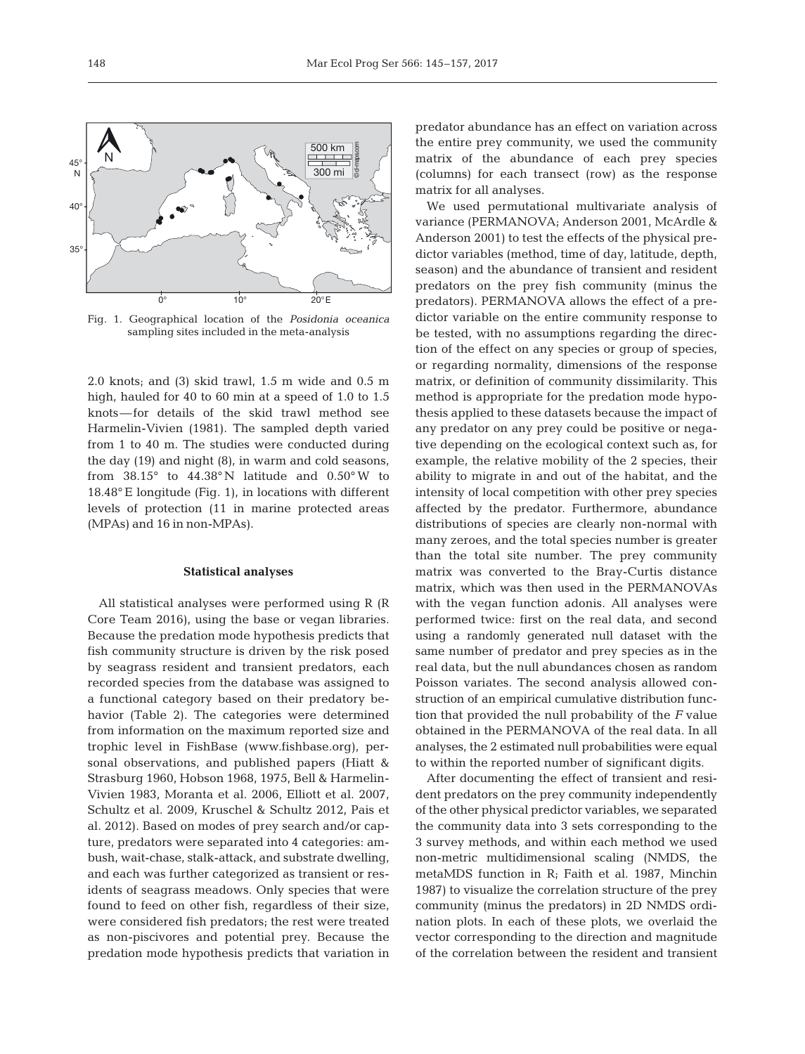Fig. 1. Geographical location of the *Posidonia oceanica* sampling sites included in the meta-analysis

2.0 knots; and (3) skid trawl, 1.5 m wide and 0.5 m high, hauled for 40 to 60 min at a speed of 1.0 to 1.5 knots—for details of the skid trawl method see Harmelin-Vivien (1981). The sampled depth varied from 1 to 40 m. The studies were conducted during the day (19) and night (8), in warm and cold seasons, from 38.15° to 44.38° N latitude and 0.50° W to 18.48° E longitude (Fig. 1), in locations with different levels of protection (11 in marine protected areas (MPAs) and 16 in non-MPAs).

### Statistical analyses

All statistical analyses were performed using R (R Core Team 2016), using the base or vegan libraries. Because the predation mode hypothesis predicts that fish community structure is driven by the risk posed by seagrass resident and transient predators, each recorded species from the database was assigned to a functional category based on their predatory behavior (Table 2). The categories were determined from information on the maximum reported size and trophic level in FishBase (www.fishbase.org), personal observations, and published papers (Hiatt & Strasburg 1960, Hobson 1968, 1975, Bell & Harmelin-Vivien 1983, Moranta et al. 2006, Elliott et al. 2007, Schultz et al. 2009, Kruschel & Schultz 2012, Pais et al. 2012). Based on modes of prey search and/or capture, predators were separated into 4 categories: ambush, wait-chase, stalk-attack, and substrate dwelling, and each was further categorized as transient or residents of seagrass meadows. Only species that were found to feed on other fish, regardless of their size, were considered fish predators; the rest were treated as non-piscivores and potential prey. Because the predation mode hypothesis predicts that variation in predator abundance has an effect on variation across the entire prey community, we used the community matrix of the abundance of each prey species (columns) for each transect (row) as the response matrix for all analyses.

We used permutational multivariate analysis of variance (PERMANOVA; Anderson 2001, McArdle & Anderson 2001) to test the effects of the physical predictor variables (method, time of day, latitude, depth, season) and the abundance of transient and resident predators on the prey fish community (minus the predators). PERMANOVA allows the effect of a predictor variable on the entire community response to be tested, with no assumptions regarding the direction of the effect on any species or group of species, or regarding normality, dimensions of the response matrix, or definition of community dissimilarity. This method is appropriate for the predation mode hypothesis applied to these datasets because the impact of any predator on any prey could be positive or negative depending on the ecological context such as, for example, the relative mobility of the 2 species, their ability to migrate in and out of the habitat, and the intensity of local competition with other prey species affected by the predator. Furthermore, abundance distributions of species are clearly non-normal with many zeroes, and the total species number is greater than the total site number. The prey community matrix was converted to the Bray-Curtis distance matrix, which was then used in the PERMANOVAs with the vegan function adonis. All analyses were performed twice: first on the real data, and second using a randomly generated null dataset with the same number of predator and prey species as in the real data, but the null abundances chosen as random Poisson variates. The second analysis allowed construction of an empirical cumulative distribution function that provided the null probability of the $F$ value obtained in the PERMANOVA of the real data. In all analyses, the 2 estimated null probabilities were equal to within the reported number of significant digits.

After documenting the effect of transient and resident predators on the prey community independently of the other physical predictor variables, we separated the community data into 3 sets corresponding to the 3 survey methods, and within each method we used non-metric multidimensional scaling (NMDS, the metaMDS function in R; Faith et al. 1987, Minchin 1987) to visualize the correlation structure of the prey community (minus the predators) in 2D NMDS ordination plots. In each of these plots, we overlaid the vector corresponding to the direction and magnitude of the correlation between the resident and transient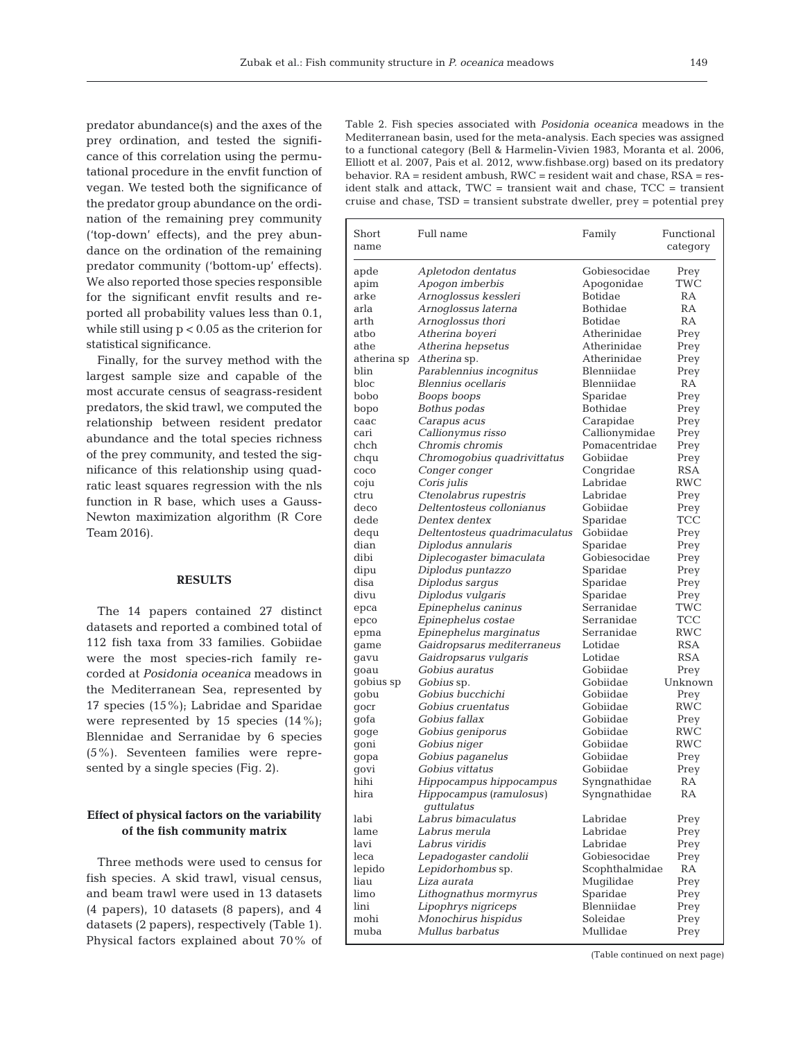predator abundance(s) and the axes of the prey ordination, and tested the significance of this correlation using the permutational procedure in the envfit function of vegan. We tested both the significance of the predator group abundance on the ordination of the remaining prey community ('top-down' effects), and the prey abundance on the ordination of the remaining predator community ('bottom-up' effects). We also reported those species responsible for the significant envfit results and reported all probability values less than 0.1, while still using $p < 0.05$ as the criterion for statistical significance.

Finally, for the survey method with the largest sample size and capable of the most accurate census of seagrass-resident predators, the skid trawl, we computed the relationship between resident predator abundance and the total species richness of the prey community, and tested the significance of this relationship using quadratic least squares regression with the nls function in R base, which uses a Gauss-Newton maximization algorithm (R Core Team 2016).

## RESULTS

The 14 papers contained 27 distinct datasets and reported a combined total of 112 fish taxa from 33 families. Gobiidae were the most species-rich family recorded at *Posidonia oceanica* meadows in the Mediterranean Sea, represented by 17 species (15%); Labridae and Sparidae were represented by 15 species (14%); Blennidae and Serranidae by 6 species (5%). Seventeen families were represented by a single species (Fig. 2).

### Effect of physical factors on the variability of the fish community matrix

Three methods were used to census for fish species. A skid trawl, visual census, and beam trawl were used in 13 datasets (4 papers), 10 datasets (8 papers), and 4 datasets (2 papers), respectively (Table 1). Physical factors explained about 70% of

Table 2. Fish species associated with *Posidonia oceanica* meadows in the Mediterranean basin, used for the meta-analysis. Each species was assigned to a functional category (Bell & Harmelin-Vivien 1983, Moranta et al. 2006, Elliott et al. 2007, Pais et al. 2012, www.fishbase.org) based on its predatory behavior. RA = resident ambush, RWC = resident wait and chase, RSA = resident stalk and attack, TWC = transient wait and chase, TCC = transient cruise and chase, TSD = transient substrate dweller, prey = potential prey

| Short name | Full name | Family | Functional category |
|---|---|---|---|
| apde | *Apletodon dentatus* | Gobiesocidae | Prey |
| apim | *Apogon imberbis* | Apogonidae | TWC |
| arke | *Arnoglossus kessleri* | Botidae | RA |
| arla | *Arnoglossus laterna* | Bothidae | RA |
| arth | *Arnoglossus thori* | Botidae | RA |
| atbo | *Atherina boyeri* | Atherinidae | Prey |
| athe | *Atherina hepsetus* | Atherinidae | Prey |
| atherina sp | *Atherina* sp. | Atherinidae | Prey |
| blin | *Parablennius incognitus* | Blenniidae | Prey |
| bloc | *Blennius ocellaris* | Blenniidae | RA |
| bobo | *Boops boops* | Sparidae | Prey |
| bopo | *Bothus podas* | Bothidae | Prey |
| caac | *Carapus acus* | Carapidae | Prey |
| cari | *Callionymus risso* | Callionymidae | Prey |
| chch | *Chromis chromis* | Pomacentridae | Prey |
| chqu | *Chromogobius quadrivittatus* | Gobiidae | Prey |
| coco | *Conger conger* | Congridae | RSA |
| coju | *Coris julis* | Labridae | RWC |
| ctru | *Ctenolabrus rupestris* | Labridae | Prey |
| deco | *Deltentosteus collonianus* | Gobiidae | Prey |
| dede | *Dentex dentex* | Sparidae | TCC |
| dequ | *Deltentosteus quadrimaculatus* | Gobiidae | Prey |
| dian | *Diplodus annularis* | Sparidae | Prey |
| dibi | *Diplecogaster bimaculata* | Gobiesocidae | Prey |
| dipu | *Diplodus puntazzo* | Sparidae | Prey |
| disa | *Diplodus sargus* | Sparidae | Prey |
| divu | *Diplodus vulgaris* | Sparidae | Prey |
| epca | *Epinephelus caninus* | Serranidae | TWC |
| epco | *Epinephelus costae* | Serranidae | TCC |
| epma | *Epinephelus marginatus* | Serranidae | RWC |
| game | *Gaidropsarus mediterraneus* | Lotidae | RSA |
| gavu | *Gaidropsarus vulgaris* | Lotidae | RSA |
| goau | *Gobius auratus* | Gobiidae | Prey |
| gobius sp | *Gobius* sp. | Gobiidae | Unknown |
| gobu | *Gobius bucchichi* | Gobiidae | Prey |
| gocr | *Gobius cruentatus* | Gobiidae | RWC |
| gofa | *Gobius fallax* | Gobiidae | Prey |
| goge | *Gobius geniporus* | Gobiidae | RWC |
| goni | *Gobius niger* | Gobiidae | RWC |
| gopa | *Gobius paganelus* | Gobiidae | Prey |
| govi | *Gobius vittatus* | Gobiidae | Prey |
| hihi | *Hippocampus hippocampus* | Syngnathidae | RA |
| hira | *Hippocampus* (*ramulosus*) *guttulatus* | Syngnathidae | RA |
| labi | *Labrus bimaculatus* | Labridae | Prey |
| lame | *Labrus merula* | Labridae | Prey |
| lavi | *Labrus viridis* | Labridae | Prey |
| leca | *Lepadogaster candolii* | Gobiesocidae | Prey |
| lepido | *Lepidorhombus* sp. | Scophthalmidae | RA |
| liau | *Liza aurata* | Mugilidae | Prey |
| limo | *Lithognathus mormyrus* | Sparidae | Prey |
| lini | *Lipophrys nigriceps* | Blenniidae | Prey |
| mohi | *Monochirus hispidus* | Soleidae | Prey |
| muba | *Mullus barbatus* | Mullidae | Prey |

(Table continued on next page)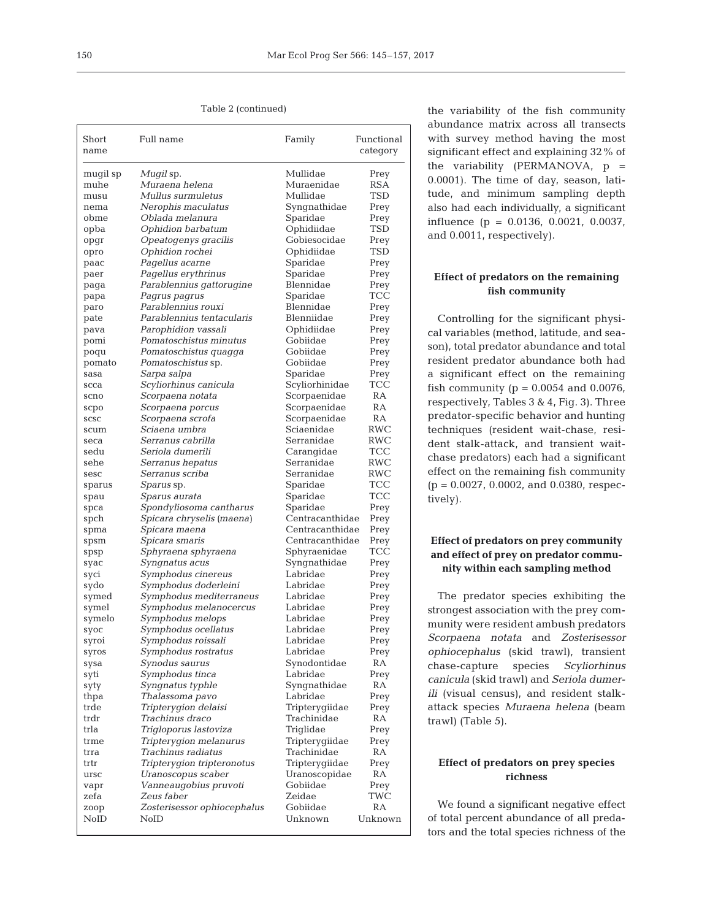Table 2 (continued)

| Short name | Full name | Family | Functional category |
|---|---|---|---|
| mugil sp | *Mugil* sp. | Mullidae | Prey |
| muhe | *Muraena helena* | Muraenidae | RSA |
| musu | *Mullus surmuletus* | Mullidae | TSD |
| nema | *Nerophis maculatus* | Syngnathidae | Prey |
| obme | *Oblada melanura* | Sparidae | Prey |
| opba | *Ophidion barbatum* | Ophidiidae | TSD |
| opgr | *Opeatogenys gracilis* | Gobiesocidae | Prey |
| opro | *Ophidion rochei* | Ophidiidae | TSD |
| paac | *Pagellus acarne* | Sparidae | Prey |
| paer | *Pagellus erythrinus* | Sparidae | Prey |
| paga | *Parablennius gattorugine* | Blennidae | Prey |
| papa | *Pagrus pagrus* | Sparidae | TCC |
| paro | *Parablennius rouxi* | Blennidae | Prey |
| pate | *Parablennius tentacularis* | Blenniidae | Prey |
| pava | *Parophidion vassali* | Ophidiidae | Prey |
| pomi | *Pomatoschistus minutus* | Gobiidae | Prey |
| poqu | *Pomatoschistus quagga* | Gobiidae | Prey |
| pomato | *Pomatoschistus* sp. | Gobiidae | Prey |
| sasa | *Sarpa salpa* | Sparidae | Prey |
| scca | *Scyliorhinus canicula* | Scyliorhinidae | TCC |
| scno | *Scorpaena notata* | Scorpaenidae | RA |
| scpo | *Scorpaena porcus* | Scorpaenidae | RA |
| scsc | *Scorpaena scrofa* | Scorpaenidae | RA |
| scum | *Sciaena umbra* | Sciaenidae | RWC |
| seca | *Serranus cabrilla* | Serranidae | RWC |
| sedu | *Seriola dumerili* | Carangidae | TCC |
| sehe | *Serranus hepatus* | Serranidae | RWC |
| sesc | *Serranus scriba* | Serranidae | RWC |
| sparus | *Sparus* sp. | Sparidae | TCC |
| spau | *Sparus aurata* | Sparidae | TCC |
| spca | *Spondyliosoma cantharus* | Sparidae | Prey |
| spch | *Spicara chryselis* (*maena*) | Centracanthidae | Prey |
| spma | *Spicara maena* | Centracanthidae | Prey |
| spsm | *Spicara smaris* | Centracanthidae | Prey |
| spsp | *Sphyraena sphyraena* | Sphyraenidae | TCC |
| syac | *Syngnatus acus* | Syngnathidae | Prey |
| syci | *Symphodus cinereus* | Labridae | Prey |
| sydo | *Symphodus doderleini* | Labridae | Prey |
| symed | *Symphodus mediterraneus* | Labridae | Prey |
| symel | *Symphodus melanocercus* | Labridae | Prey |
| symelo | *Symphodus melops* | Labridae | Prey |
| syoc | *Symphodus ocellatus* | Labridae | Prey |
| syroi | *Symphodus roissali* | Labridae | Prey |
| syros | *Symphodus rostratus* | Labridae | Prey |
| sysa | *Synodus saurus* | Synodontidae | RA |
| syti | *Symphodus tinca* | Labridae | Prey |
| syty | *Syngnatus typhle* | Syngnathidae | RA |
| thpa | *Thalassoma pavo* | Labridae | Prey |
| trde | *Tripterygion delaisi* | Tripterygiidae | Prey |
| trdr | *Trachinus draco* | Trachinidae | RA |
| trla | *Trigloporus lastoviza* | Triglidae | Prey |
| trme | *Tripterygion melanurus* | Tripterygiidae | Prey |
| trra | *Trachinus radiatus* | Trachinidae | RA |
| trtr | *Tripterygion tripteronotus* | Tripterygiidae | Prey |
| ursc | *Uranoscopus scaber* | Uranoscopidae | RA |
| vapr | *Vanneaugobius pruvoti* | Gobiidae | Prey |
| zefa | *Zeus faber* | Zeidae | TWC |
| zoop | *Zosterisessor ophiocephalus* | Gobiidae | RA |
| NoID | NoID | Unknown | Unknown |

the variability of the fish community abundance matrix across all transects with survey method having the most significant effect and explaining 32% of the variability (PERMANOVA, $p = 0.0001$). The time of day, season, latitude, and minimum sampling depth also had each individually, a significant influence ($p = 0.0136$, $0.0021$, $0.0037$, and $0.0011$, respectively).

### Effect of predators on the remaining fish community

Controlling for the significant physical variables (method, latitude, and season), total predator abundance and total resident predator abundance both had a significant effect on the remaining fish community ($p = 0.0054$ and $0.0076$, respectively, Tables 3 & 4, Fig. 3). Three predator-specific behavior and hunting techniques (resident wait-chase, resident stalk-attack, and transient wait-chase predators) each had a significant effect on the remaining fish community ($p = 0.0027$, $0.0002$, and $0.0380$, respectively).

### Effect of predators on prey community and effect of prey on predator community within each sampling method

The predator species exhibiting the strongest association with the prey community were resident ambush predators *Scorpaena notata* and *Zosterisessor ophiocephalus* (skid trawl), transient chase-capture species *Scyliorhinus canicula* (skid trawl) and *Seriola dumerili* (visual census), and resident stalk-attack species *Muraena helena* (beam trawl) (Table 5).

### Effect of predators on prey species richness

We found a significant negative effect of total percent abundance of all predators and the total species richness of the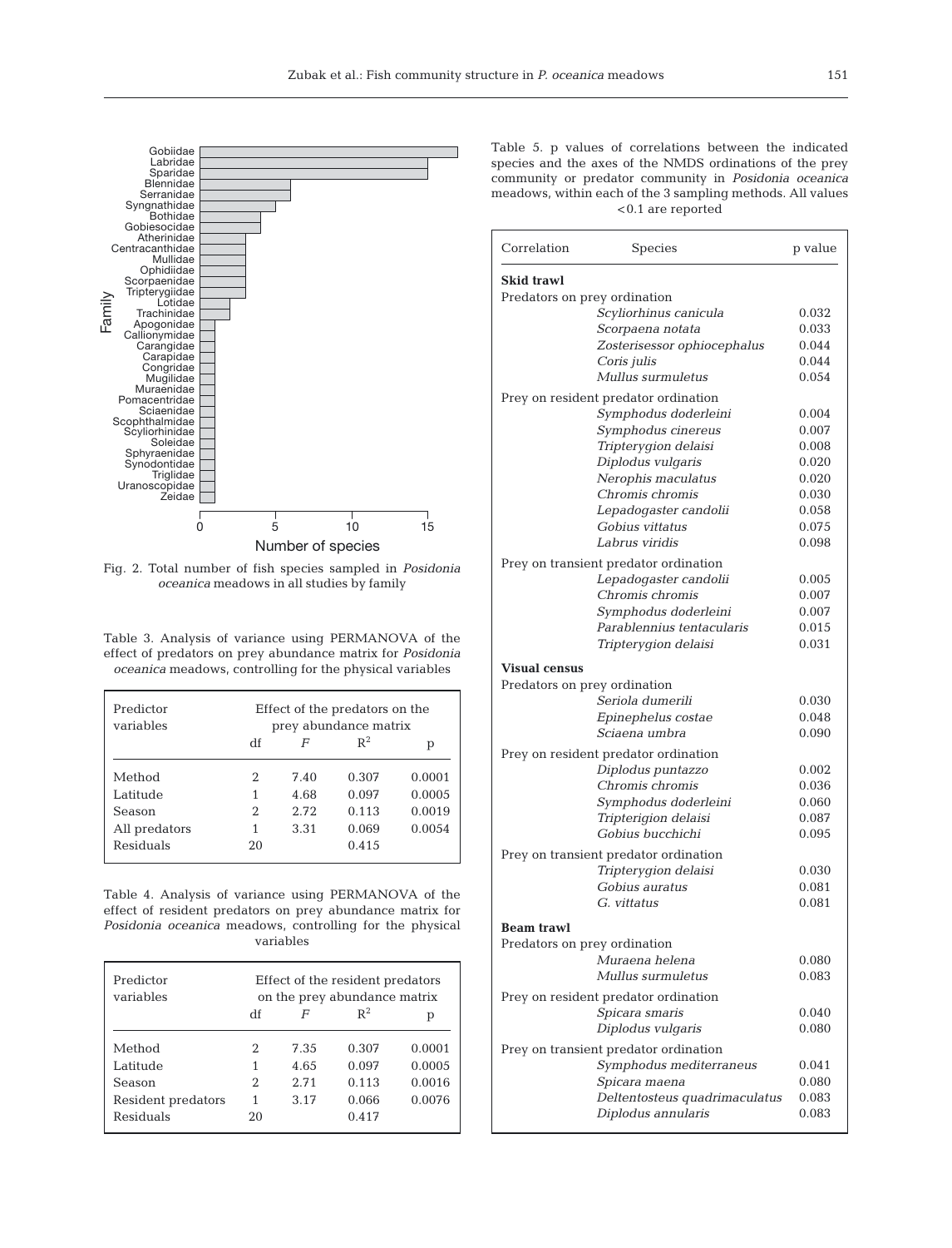Fig. 2. Total number of fish species sampled in *Posidonia oceanica* meadows in all studies by family

Table 3. Analysis of variance using PERMANOVA of the effect of predators on prey abundance matrix for *Posidonia oceanica* meadows, controlling for the physical variables

| Predictor variables | Effect of the predators on the prey abundance matrix | | | |
|---|---|---|---|---|
| | df | $F$ | $R^2$ | p |
| Method | 2 | 7.40 | 0.307 | 0.0001 |
| Latitude | 1 | 4.68 | 0.097 | 0.0005 |
| Season | 2 | 2.72 | 0.113 | 0.0019 |
| All predators | 1 | 3.31 | 0.069 | 0.0054 |
| Residuals | 20 | | 0.415 | |

Table 4. Analysis of variance using PERMANOVA of the effect of resident predators on prey abundance matrix for *Posidonia oceanica* meadows, controlling for the physical variables

| Predictor variables | Effect of the resident predators on the prey abundance matrix | | | |
|---|---|---|---|---|
| | df | $F$ | $R^2$ | p |
| Method | 2 | 7.35 | 0.307 | 0.0001 |
| Latitude | 1 | 4.65 | 0.097 | 0.0005 |
| Season | 2 | 2.71 | 0.113 | 0.0016 |
| Resident predators | 1 | 3.17 | 0.066 | 0.0076 |
| Residuals | 20 | | 0.417 | |

Table 5. p values of correlations between the indicated species and the axes of the NMDS ordinations of the prey community or predator community in *Posidonia oceanica* meadows, within each of the 3 sampling methods. All values <0.1 are reported

| Correlation | Species | p value |
|---|---|---|
| **Skid trawl** | | |
| Predators on prey ordination | | |
| | *Scyliorhinus canicula* | 0.032 |
| | *Scorpaena notata* | 0.033 |
| | *Zosterisessor ophiocephalus* | 0.044 |
| | *Coris julis* | 0.044 |
| | *Mullus surmuletus* | 0.054 |
| Prey on resident predator ordination | | |
| | *Symphodus doderleini* | 0.004 |
| | *Symphodus cinereus* | 0.007 |
| | *Tripterygion delaisi* | 0.008 |
| | *Diplodus vulgaris* | 0.020 |
| | *Nerophis maculatus* | 0.020 |
| | *Chromis chromis* | 0.030 |
| | *Lepadogaster candolii* | 0.058 |
| | *Gobius vittatus* | 0.075 |
| | *Labrus viridis* | 0.098 |
| Prey on transient predator ordination | | |
| | *Lepadogaster candolii* | 0.005 |
| | *Chromis chromis* | 0.007 |
| | *Symphodus doderleini* | 0.007 |
| | *Parablennius tentacularis* | 0.015 |
| | *Tripterygion delaisi* | 0.031 |
| **Visual census** | | |
| Predators on prey ordination | | |
| | *Seriola dumerili* | 0.030 |
| | *Epinephelus costae* | 0.048 |
| | *Sciaena umbra* | 0.090 |
| Prey on resident predator ordination | | |
| | *Diplodus puntazzo* | 0.002 |
| | *Chromis chromis* | 0.036 |
| | *Symphodus doderleini* | 0.060 |
| | *Tripterigion delaisi* | 0.087 |
| | *Gobius bucchichi* | 0.095 |
| Prey on transient predator ordination | | |
| | *Tripterygion delaisi* | 0.030 |
| | *Gobius auratus* | 0.081 |
| | *G. vittatus* | 0.081 |
| **Beam trawl** | | |
| Predators on prey ordination | | |
| | *Muraena helena* | 0.080 |
| | *Mullus surmuletus* | 0.083 |
| Prey on resident predator ordination | | |
| | *Spicara smaris* | 0.040 |
| | *Diplodus vulgaris* | 0.080 |
| Prey on transient predator ordination | | |
| | *Symphodus mediterraneus* | 0.041 |
| | *Spicara maena* | 0.080 |
| | *Deltentosteus quadrimaculatus* | 0.083 |
| | *Diplodus annularis* | 0.083 |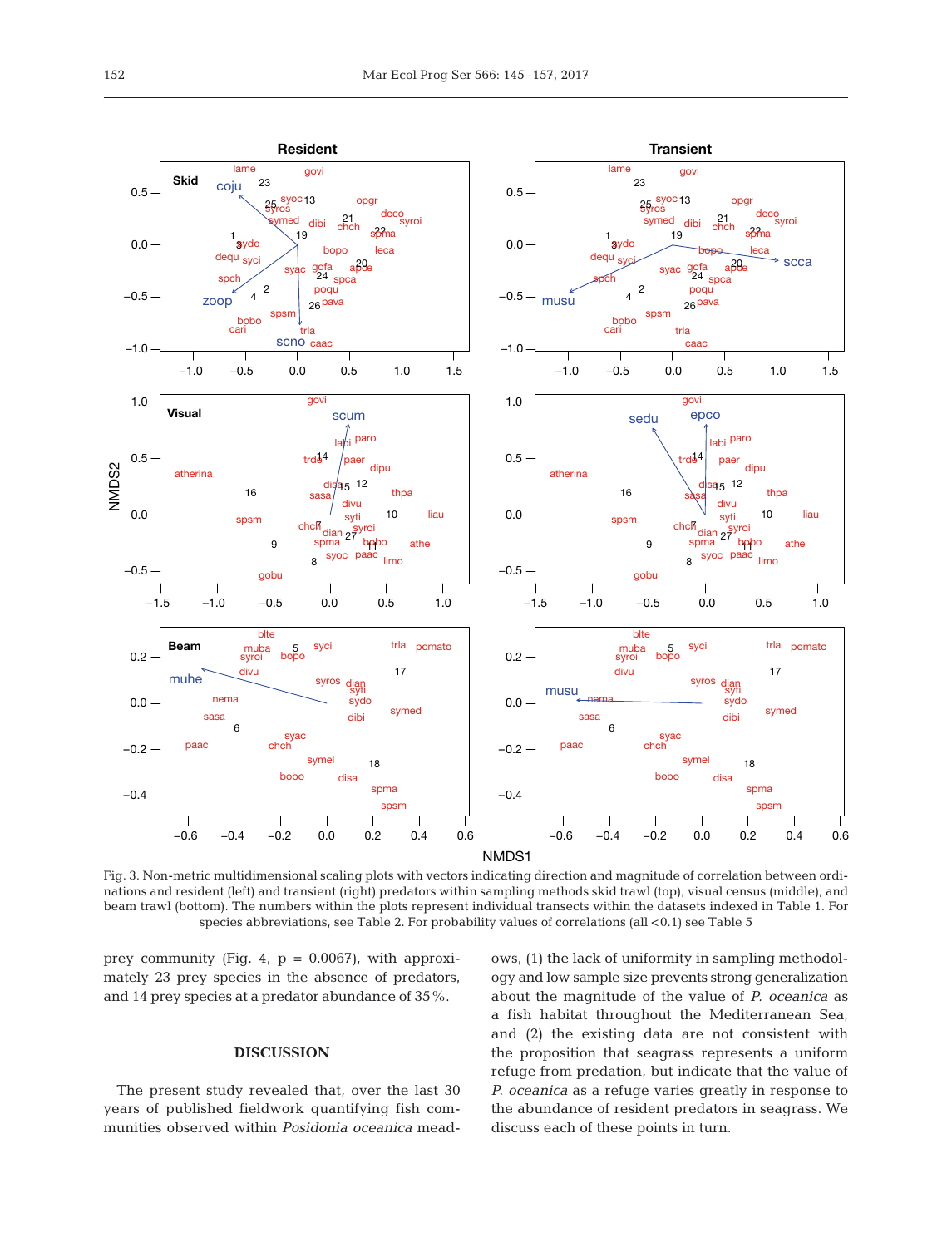Fig. 3. Non-metric multidimensional scaling plots with vectors indicating direction and magnitude of correlation between ordinations and resident (left) and transient (right) predators within sampling methods skid trawl (top), visual census (middle), and beam trawl (bottom). The numbers within the plots represent individual transects within the datasets indexed in Table 1. For species abbreviations, see Table 2. For probability values of correlations (all <0.1) see Table 5

prey community (Fig. 4, p = 0.0067), with approximately 23 prey species in the absence of predators, and 14 prey species at a predator abundance of 35%.

## DISCUSSION

The present study revealed that, over the last 30 years of published fieldwork quantifying fish communities observed within *Posidonia oceanica* meadows, (1) the lack of uniformity in sampling methodology and low sample size prevents strong generalization about the magnitude of the value of *P. oceanica* as a fish habitat throughout the Mediterranean Sea, and (2) the existing data are not consistent with the proposition that seagrass represents a uniform refuge from predation, but indicate that the value of *P. oceanica* as a refuge varies greatly in response to the abundance of resident predators in seagrass. We discuss each of these points in turn.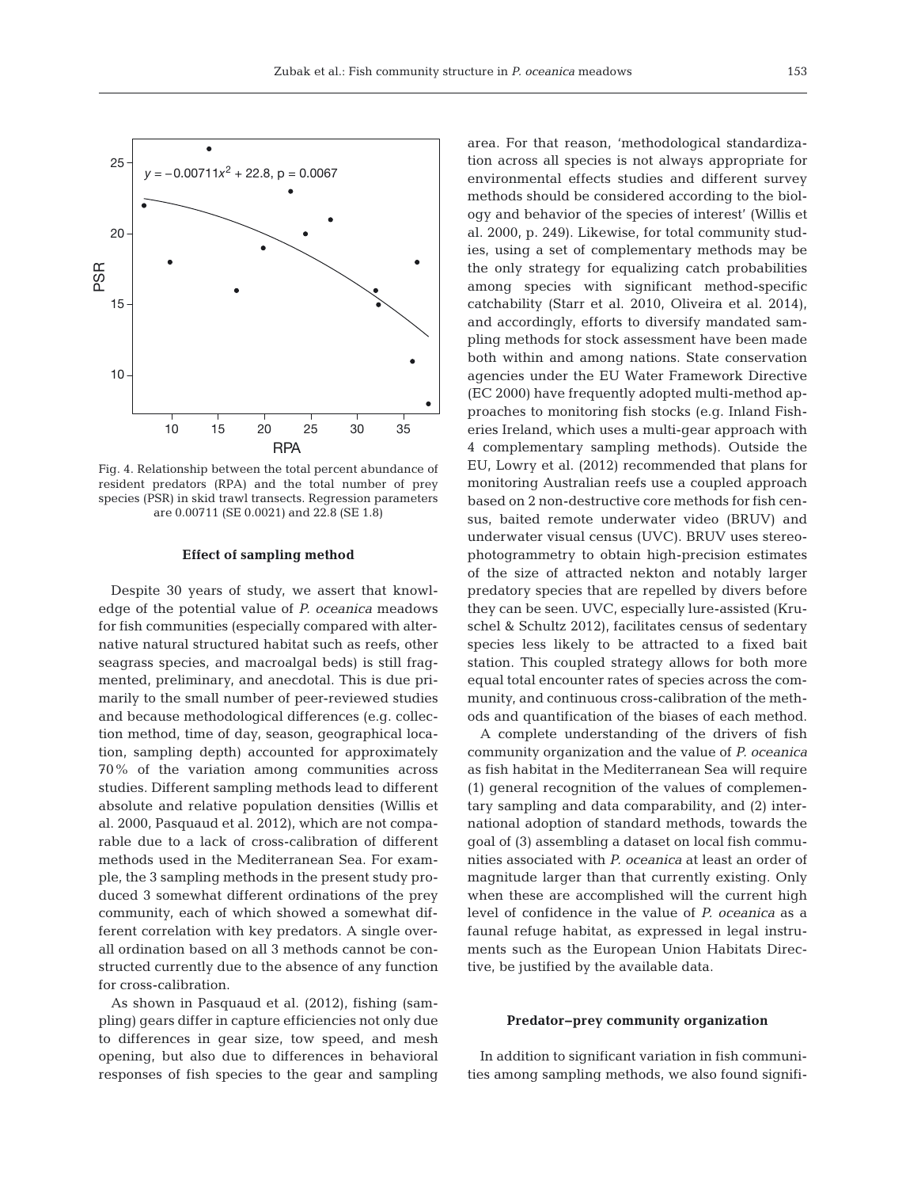Fig. 4. Relationship between the total percent abundance of resident predators (RPA) and the total number of prey species (PSR) in skid trawl transects. Regression parameters are 0.00711 (SE 0.0021) and 22.8 (SE 1.8)

### Effect of sampling method

Despite 30 years of study, we assert that knowledge of the potential value of *P. oceanica* meadows for fish communities (especially compared with alternative natural structured habitat such as reefs, other seagrass species, and macroalgal beds) is still fragmented, preliminary, and anecdotal. This is due primarily to the small number of peer-reviewed studies and because methodological differences (e.g. collection method, time of day, season, geographical location, sampling depth) accounted for approximately 70% of the variation among communities across studies. Different sampling methods lead to different absolute and relative population densities (Willis et al. 2000, Pasquaud et al. 2012), which are not comparable due to a lack of cross-calibration of different methods used in the Mediterranean Sea. For example, the 3 sampling methods in the present study produced 3 somewhat different ordinations of the prey community, each of which showed a somewhat different correlation with key predators. A single overall ordination based on all 3 methods cannot be constructed currently due to the absence of any function for cross-calibration.

As shown in Pasquaud et al. (2012), fishing (sampling) gears differ in capture efficiencies not only due to differences in gear size, tow speed, and mesh opening, but also due to differences in behavioral responses of fish species to the gear and sampling area. For that reason, 'methodological standardization across all species is not always appropriate for environmental effects studies and different survey methods should be considered according to the biology and behavior of the species of interest' (Willis et al. 2000, p. 249). Likewise, for total community studies, using a set of complementary methods may be the only strategy for equalizing catch probabilities among species with significant method-specific catchability (Starr et al. 2010, Oliveira et al. 2014), and accordingly, efforts to diversify mandated sampling methods for stock assessment have been made both within and among nations. State conservation agencies under the EU Water Framework Directive (EC 2000) have frequently adopted multi-method approaches to monitoring fish stocks (e.g. Inland Fisheries Ireland, which uses a multi-gear approach with 4 complementary sampling methods). Outside the EU, Lowry et al. (2012) recommended that plans for monitoring Australian reefs use a coupled approach based on 2 non-destructive core methods for fish census, baited remote underwater video (BRUV) and underwater visual census (UVC). BRUV uses stereo-photogrammetry to obtain high-precision estimates of the size of attracted nekton and notably larger predatory species that are repelled by divers before they can be seen. UVC, especially lure-assisted (Kruschel & Schultz 2012), facilitates census of sedentary species less likely to be attracted to a fixed bait station. This coupled strategy allows for both more equal total encounter rates of species across the community, and continuous cross-calibration of the methods and quantification of the biases of each method.

A complete understanding of the drivers of fish community organization and the value of *P. oceanica* as fish habitat in the Mediterranean Sea will require (1) general recognition of the values of complementary sampling and data comparability, and (2) international adoption of standard methods, towards the goal of (3) assembling a dataset on local fish communities associated with *P. oceanica* at least an order of magnitude larger than that currently existing. Only when these are accomplished will the current high level of confidence in the value of *P. oceanica* as a faunal refuge habitat, as expressed in legal instruments such as the European Union Habitats Directive, be justified by the available data.

### Predator–prey community organization

In addition to significant variation in fish communities among sampling methods, we also found signifi-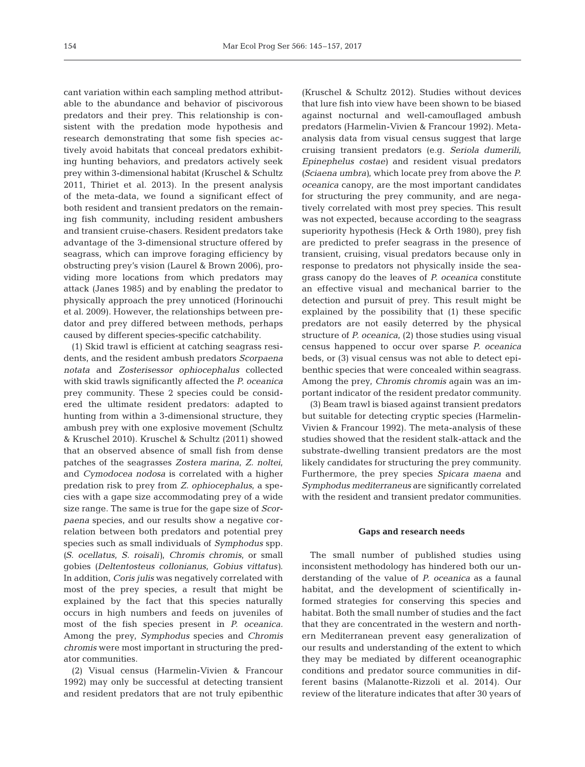cant variation within each sampling method attributable to the abundance and behavior of piscivorous predators and their prey. This relationship is consistent with the predation mode hypothesis and research demonstrating that some fish species actively avoid habitats that conceal predators exhibiting hunting behaviors, and predators actively seek prey within 3-dimensional habitat (Kruschel & Schultz 2011, Thiriet et al. 2013). In the present analysis of the meta-data, we found a significant effect of both resident and transient predators on the remaining fish community, including resident ambushers and transient cruise-chasers. Resident predators take advantage of the 3-dimensional structure offered by seagrass, which can improve foraging efficiency by obstructing prey's vision (Laurel & Brown 2006), providing more locations from which predators may attack (Janes 1985) and by enabling the predator to physically approach the prey unnoticed (Horinouchi et al. 2009). However, the relationships between predator and prey differed between methods, perhaps caused by different species-specific catchability.

(1) Skid trawl is efficient at catching seagrass residents, and the resident ambush predators *Scorpaena notata* and *Zosterisessor ophiocephalus* collected with skid trawls significantly affected the *P. oceanica* prey community. These 2 species could be considered the ultimate resident predators: adapted to hunting from within a 3-dimensional structure, they ambush prey with one explosive movement (Schultz & Kruschel 2010). Kruschel & Schultz (2011) showed that an observed absence of small fish from dense patches of the seagrasses *Zostera marina*, *Z. noltei*, and *Cymodocea nodosa* is correlated with a higher predation risk to prey from *Z. ophiocephalus*, a species with a gape size accommodating prey of a wide size range. The same is true for the gape size of *Scorpaena* species, and our results show a negative correlation between both predators and potential prey species such as small individuals of *Symphodus* spp. (*S. ocellatus*, *S. roisali*), *Chromis chromis*, or small gobies (*Deltentosteus collonianus*, *Gobius vittatus*). In addition, *Coris julis* was negatively correlated with most of the prey species, a result that might be explained by the fact that this species naturally occurs in high numbers and feeds on juveniles of most of the fish species present in *P. oceanica*. Among the prey, *Symphodus* species and *Chromis chromis* were most important in structuring the predator communities.

(2) Visual census (Harmelin-Vivien & Francour 1992) may only be successful at detecting transient and resident predators that are not truly epibenthic (Kruschel & Schultz 2012). Studies without devices that lure fish into view have been shown to be biased against nocturnal and well-camouflaged ambush predators (Harmelin-Vivien & Francour 1992). Meta-analysis data from visual census suggest that large cruising transient predators (e.g. *Seriola dumerili*, *Epinephelus costae*) and resident visual predators (*Sciaena umbra*), which locate prey from above the *P. oceanica* canopy, are the most important candidates for structuring the prey community, and are negatively correlated with most prey species. This result was not expected, because according to the seagrass superiority hypothesis (Heck & Orth 1980), prey fish are predicted to prefer seagrass in the presence of transient, cruising, visual predators because only in response to predators not physically inside the seagrass canopy do the leaves of *P. oceanica* constitute an effective visual and mechanical barrier to the detection and pursuit of prey. This result might be explained by the possibility that (1) these specific predators are not easily deterred by the physical structure of *P. oceanica*, (2) those studies using visual census happened to occur over sparse *P. oceanica* beds, or (3) visual census was not able to detect epibenthic species that were concealed within seagrass. Among the prey, *Chromis chromis* again was an important indicator of the resident predator community.

(3) Beam trawl is biased against transient predators but suitable for detecting cryptic species (Harmelin-Vivien & Francour 1992). The meta-analysis of these studies showed that the resident stalk-attack and the substrate-dwelling transient predators are the most likely candidates for structuring the prey community. Furthermore, the prey species *Spicara maena* and *Symphodus mediterraneus* are significantly correlated with the resident and transient predator communities.

## Gaps and research needs

The small number of published studies using inconsistent methodology has hindered both our understanding of the value of *P. oceanica* as a faunal habitat, and the development of scientifically informed strategies for conserving this species and habitat. Both the small number of studies and the fact that they are concentrated in the western and northern Mediterranean prevent easy generalization of our results and understanding of the extent to which they may be mediated by different oceanographic conditions and predator source communities in different basins (Malanotte-Rizzoli et al. 2014). Our review of the literature indicates that after 30 years of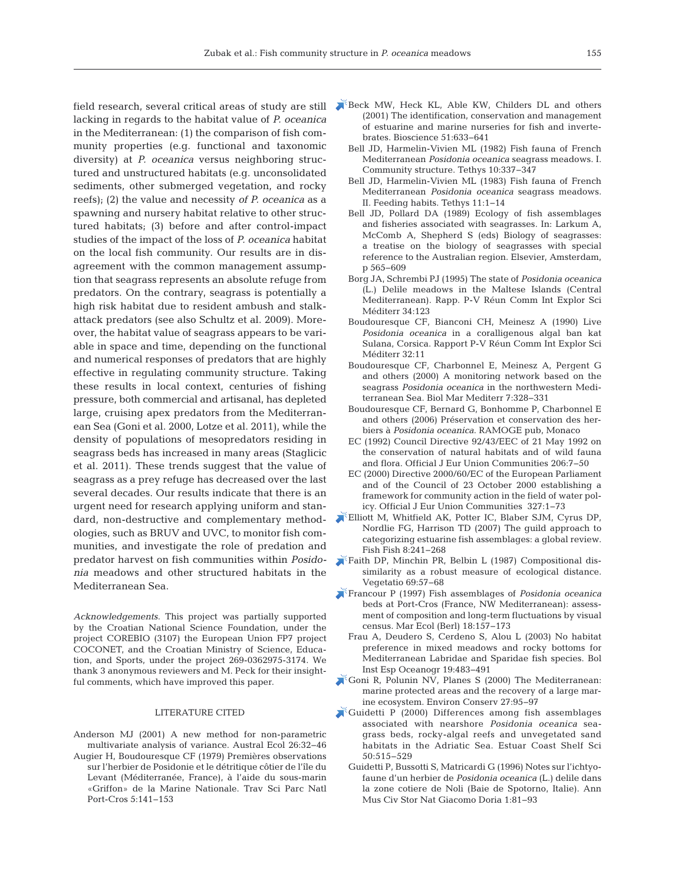field research, several critical areas of study are still lacking in regards to the habitat value of *P. oceanica* in the Mediterranean: (1) the comparison of fish community properties (e.g. functional and taxonomic diversity) at *P. oceanica* versus neighboring structured and unstructured habitats (e.g. unconsolidated sediments, other submerged vegetation, and rocky reefs); (2) the value and necessity *of P. oceanica* as a spawning and nursery habitat relative to other structured habitats; (3) before and after control-impact studies of the impact of the loss of *P. oceanica* habitat on the local fish community. Our results are in disagreement with the common management assumption that seagrass represents an absolute refuge from predators. On the contrary, seagrass is potentially a high risk habitat due to resident ambush and stalk-attack predators (see also Schultz et al. 2009). Moreover, the habitat value of seagrass appears to be variable in space and time, depending on the functional and numerical responses of predators that are highly effective in regulating community structure. Taking these results in local context, centuries of fishing pressure, both commercial and artisanal, has depleted large, cruising apex predators from the Mediterranean Sea (Goni et al. 2000, Lotze et al. 2011), while the density of populations of mesopredators residing in seagrass beds has increased in many areas (Staglicic et al. 2011). These trends suggest that the value of seagrass as a prey refuge has decreased over the last several decades. Our results indicate that there is an urgent need for research applying uniform and standard, non-destructive and complementary methodologies, such as BRUV and UVC, to monitor fish communities, and investigate the role of predation and predator harvest on fish communities within *Posidonia* meadows and other structured habitats in the Mediterranean Sea.

*Acknowledgements*. This project was partially supported by the Croatian National Science Foundation, under the project COREBIO (3107) the European Union FP7 project COCONET, and the Croatian Ministry of Science, Education, and Sports, under the project 269-0362975-3174. We thank 3 anonymous reviewers and M. Peck for their insightful comments, which have improved this paper.

## LITERATURE CITED

Anderson MJ (2001) A new method for non-parametric multivariate analysis of variance. Austral Ecol 26:32–46

Augier H, Boudouresque CF (1979) Premières observations sur l'herbier de Posidonie et le détritique côtier de l'île du Levant (Méditerranée, France), à l'aide du sous-marin «Griffon» de la Marine Nationale. Trav Sci Parc Natl Port-Cros 5:141–153

Beck MW, Heck KL, Able KW, Childers DL and others (2001) The identification, conservation and management of estuarine and marine nurseries for fish and invertebrates. Bioscience 51:633–641

Bell JD, Harmelin-Vivien ML (1982) Fish fauna of French Mediterranean *Posidonia oceanica* seagrass meadows. I. Community structure. Tethys 10:337–347

Bell JD, Harmelin-Vivien ML (1983) Fish fauna of French Mediterranean *Posidonia oceanica* seagrass meadows. II. Feeding habits. Tethys 11:1–14

Bell JD, Pollard DA (1989) Ecology of fish assemblages and fisheries associated with seagrasses. In: Larkum A, McComb A, Shepherd S (eds) Biology of seagrasses: a treatise on the biology of seagrasses with special reference to the Australian region. Elsevier, Amsterdam, p 565–609

Borg JA, Schrembi PJ (1995) The state of *Posidonia oceanica* (L.) Delile meadows in the Maltese Islands (Central Mediterranean). Rapp. P-V Réun Comm Int Explor Sci Méditerr 34:123

Boudouresque CF, Bianconi CH, Meinesz A (1990) Live *Posidonia oceanica* in a coralligenous algal ban kat Sulana, Corsica. Rapport P-V Réun Comm Int Explor Sci Méditerr 32:11

Boudouresque CF, Charbonnel E, Meinesz A, Pergent G and others (2000) A monitoring network based on the seagrass *Posidonia oceanica* in the northwestern Mediterranean Sea. Biol Mar Mediterr 7:328–331

Boudouresque CF, Bernard G, Bonhomme P, Charbonnel E and others (2006) Préservation et conservation des herbiers à *Posidonia oceanica*. RAMOGE pub, Monaco

EC (1992) Council Directive 92/43/EEC of 21 May 1992 on the conservation of natural habitats and of wild fauna and flora. Official J Eur Union Communities 206:7–50

EC (2000) Directive 2000/60/EC of the European Parliament and of the Council of 23 October 2000 establishing a framework for community action in the field of water policy. Official J Eur Union Communities 327:1–73

Elliott M, Whitfield AK, Potter IC, Blaber SJM, Cyrus DP, Nordlie FG, Harrison TD (2007) The guild approach to categorizing estuarine fish assemblages: a global review. Fish Fish 8:241–268

Faith DP, Minchin PR, Belbin L (1987) Compositional dissimilarity as a robust measure of ecological distance. Vegetatio 69:57–68

Francour P (1997) Fish assemblages of *Posidonia oceanica* beds at Port-Cros (France, NW Mediterranean): assessment of composition and long-term fluctuations by visual census. Mar Ecol (Berl) 18:157–173

Frau A, Deudero S, Cerdeno S, Alou L (2003) No habitat preference in mixed meadows and rocky bottoms for Mediterranean Labridae and Sparidae fish species. Bol Inst Esp Oceanogr 19:483–491

Goni R, Polunin NV, Planes S (2000) The Mediterranean: marine protected areas and the recovery of a large marine ecosystem. Environ Conserv 27:95–97

Guidetti P (2000) Differences among fish assemblages associated with nearshore *Posidonia oceanica* seagrass beds, rocky-algal reefs and unvegetated sand habitats in the Adriatic Sea. Estuar Coast Shelf Sci 50:515–529

Guidetti P, Bussotti S, Matricardi G (1996) Notes sur l'ichtyofaune d'un herbier de *Posidonia oceanica* (L.) delile dans la zone cotiere de Noli (Baie de Spotorno, Italie). Ann Mus Civ Stor Nat Giacomo Doria 1:81–93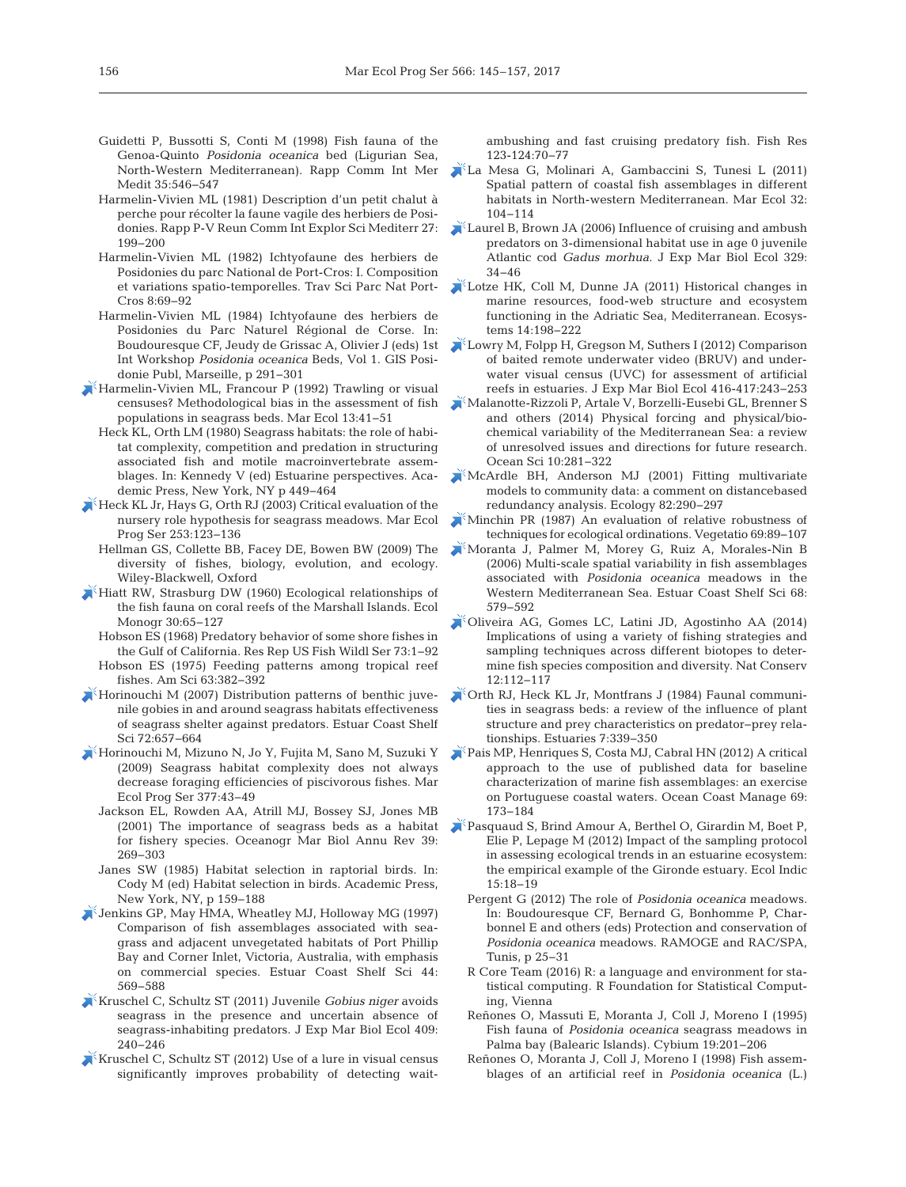Guidetti P, Bussotti S, Conti M (1998) Fish fauna of the Genoa-Quinto *Posidonia oceanica* bed (Ligurian Sea, North-Western Mediterranean). Rapp Comm Int Mer Medit 35:546–547

Harmelin-Vivien ML (1981) Description d'un petit chalut à perche pour récolter la faune vagile des herbiers de Posidonies. Rapp P-V Reun Comm Int Explor Sci Mediterr 27: 199–200

Harmelin-Vivien ML (1982) Ichtyofaune des herbiers de Posidonies du parc National de Port-Cros: I. Composition et variations spatio-temporelles. Trav Sci Parc Nat Port-Cros 8:69–92

Harmelin-Vivien ML (1984) Ichtyofaune des herbiers de Posidonies du Parc Naturel Régional de Corse. In: Boudouresque CF, Jeudy de Grissac A, Olivier J (eds) 1st Int Workshop *Posidonia oceanica* Beds, Vol 1. GIS Posidonie Publ, Marseille, p 291–301

Harmelin-Vivien ML, Francour P (1992) Trawling or visual censuses? Methodological bias in the assessment of fish populations in seagrass beds. Mar Ecol 13:41–51

Heck KL, Orth LM (1980) Seagrass habitats: the role of habitat complexity, competition and predation in structuring associated fish and motile macroinvertebrate assemblages. In: Kennedy V (ed) Estuarine perspectives. Academic Press, New York, NY p 449–464

Heck KL Jr, Hays G, Orth RJ (2003) Critical evaluation of the nursery role hypothesis for seagrass meadows. Mar Ecol Prog Ser 253:123–136

Hellman GS, Collette BB, Facey DE, Bowen BW (2009) The diversity of fishes, biology, evolution, and ecology. Wiley-Blackwell, Oxford

Hiatt RW, Strasburg DW (1960) Ecological relationships of the fish fauna on coral reefs of the Marshall Islands. Ecol Monogr 30:65–127

Hobson ES (1968) Predatory behavior of some shore fishes in the Gulf of California. Res Rep US Fish Wildl Ser 73:1–92

Hobson ES (1975) Feeding patterns among tropical reef fishes. Am Sci 63:382–392

Horinouchi M (2007) Distribution patterns of benthic juvenile gobies in and around seagrass habitats effectiveness of seagrass shelter against predators. Estuar Coast Shelf Sci 72:657–664

Horinouchi M, Mizuno N, Jo Y, Fujita M, Sano M, Suzuki Y (2009) Seagrass habitat complexity does not always decrease foraging efficiencies of piscivorous fishes. Mar Ecol Prog Ser 377:43–49

Jackson EL, Rowden AA, Atrill MJ, Bossey SJ, Jones MB (2001) The importance of seagrass beds as a habitat for fishery species. Oceanogr Mar Biol Annu Rev 39: 269–303

Janes SW (1985) Habitat selection in raptorial birds. In: Cody M (ed) Habitat selection in birds. Academic Press, New York, NY, p 159–188

Jenkins GP, May HMA, Wheatley MJ, Holloway MG (1997) Comparison of fish assemblages associated with seagrass and adjacent unvegetated habitats of Port Phillip Bay and Corner Inlet, Victoria, Australia, with emphasis on commercial species. Estuar Coast Shelf Sci 44: 569–588

Kruschel C, Schultz ST (2011) Juvenile *Gobius niger* avoids seagrass in the presence and uncertain absence of seagrass-inhabiting predators. J Exp Mar Biol Ecol 409: 240–246

Kruschel C, Schultz ST (2012) Use of a lure in visual census significantly improves probability of detecting wait-ambushing and fast cruising predatory fish. Fish Res 123-124:70–77

La Mesa G, Molinari A, Gambaccini S, Tunesi L (2011) Spatial pattern of coastal fish assemblages in different habitats in North-western Mediterranean. Mar Ecol 32: 104–114

Laurel B, Brown JA (2006) Influence of cruising and ambush predators on 3-dimensional habitat use in age 0 juvenile Atlantic cod *Gadus morhua*. J Exp Mar Biol Ecol 329: 34–46

Lotze HK, Coll M, Dunne JA (2011) Historical changes in marine resources, food-web structure and ecosystem functioning in the Adriatic Sea, Mediterranean. Ecosystems 14:198–222

Lowry M, Folpp H, Gregson M, Suthers I (2012) Comparison of baited remote underwater video (BRUV) and underwater visual census (UVC) for assessment of artificial reefs in estuaries. J Exp Mar Biol Ecol 416-417:243–253

Malanotte-Rizzoli P, Artale V, Borzelli-Eusebi GL, Brenner S and others (2014) Physical forcing and physical/biochemical variability of the Mediterranean Sea: a review of unresolved issues and directions for future research. Ocean Sci 10:281–322

McArdle BH, Anderson MJ (2001) Fitting multivariate models to community data: a comment on distancebased redundancy analysis. Ecology 82:290–297

Minchin PR (1987) An evaluation of relative robustness of techniques for ecological ordinations. Vegetatio 69:89–107

Moranta J, Palmer M, Morey G, Ruiz A, Morales-Nin B (2006) Multi-scale spatial variability in fish assemblages associated with *Posidonia oceanica* meadows in the Western Mediterranean Sea. Estuar Coast Shelf Sci 68: 579–592

Oliveira AG, Gomes LC, Latini JD, Agostinho AA (2014) Implications of using a variety of fishing strategies and sampling techniques across different biotopes to determine fish species composition and diversity. Nat Conserv 12:112–117

Orth RJ, Heck KL Jr, Montfrans J (1984) Faunal communities in seagrass beds: a review of the influence of plant structure and prey characteristics on predator–prey relationships. Estuaries 7:339–350

Pais MP, Henriques S, Costa MJ, Cabral HN (2012) A critical approach to the use of published data for baseline characterization of marine fish assemblages: an exercise on Portuguese coastal waters. Ocean Coast Manage 69: 173–184

Pasquaud S, Brind Amour A, Berthel O, Girardin M, Boet P, Elie P, Lepage M (2012) Impact of the sampling protocol in assessing ecological trends in an estuarine ecosystem: the empirical example of the Gironde estuary. Ecol Indic 15:18–19

Pergent G (2012) The role of *Posidonia oceanica* meadows. In: Boudouresque CF, Bernard G, Bonhomme P, Charbonnel E and others (eds) Protection and conservation of *Posidonia oceanica* meadows. RAMOGE and RAC/SPA, Tunis, p 25–31

R Core Team (2016) R: a language and environment for statistical computing. R Foundation for Statistical Computing, Vienna

Reñones O, Massuti E, Moranta J, Coll J, Moreno I (1995) Fish fauna of *Posidonia oceanica* seagrass meadows in Palma bay (Balearic Islands). Cybium 19:201–206

Reñones O, Moranta J, Coll J, Moreno I (1998) Fish assemblages of an artificial reef in *Posidonia oceanica* (L.)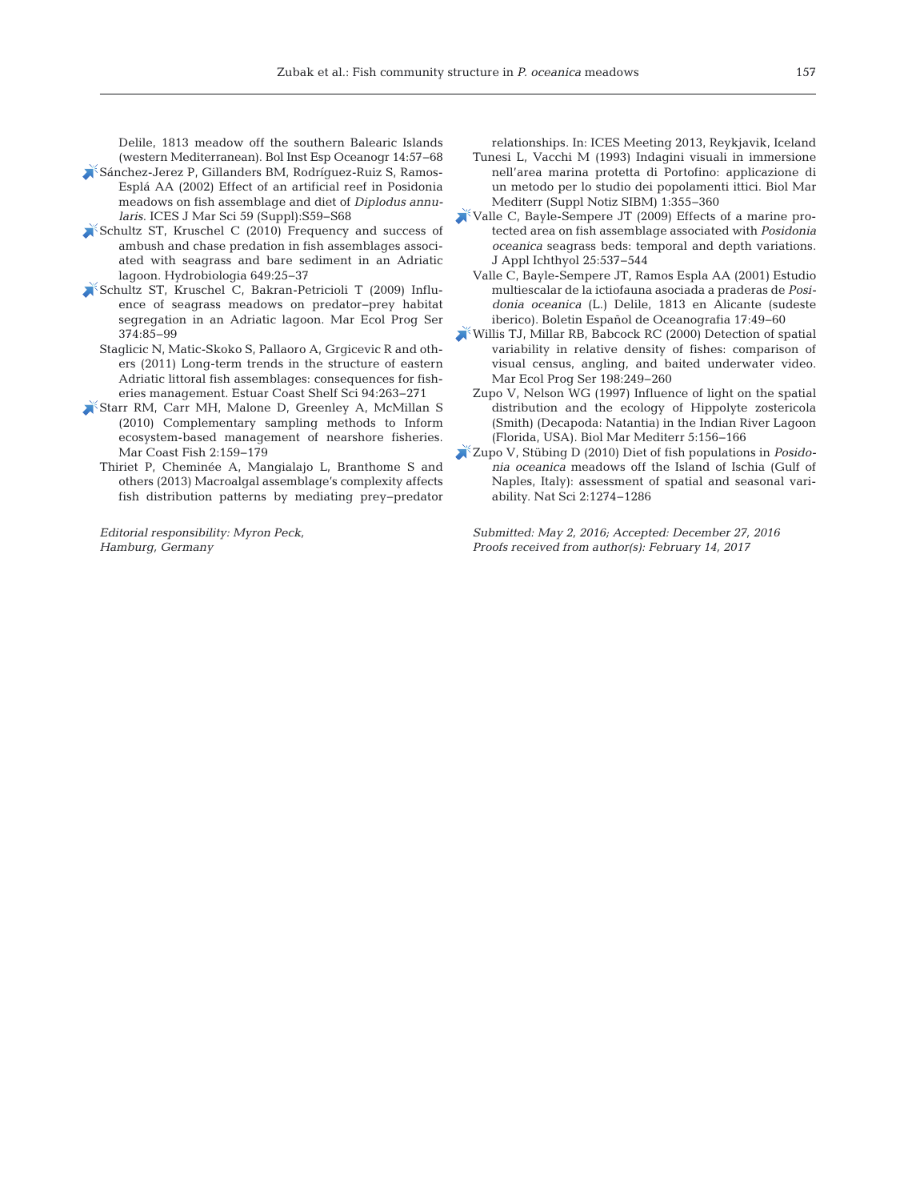Delile, 1813 meadow off the southern Balearic Islands (western Mediterranean). Bol Inst Esp Oceanogr 14:57–68

Sánchez-Jerez P, Gillanders BM, Rodríguez-Ruiz S, Ramos-Esplá AA (2002) Effect of an artificial reef in Posidonia meadows on fish assemblage and diet of *Diplodus annularis*. ICES J Mar Sci 59 (Suppl):S59–S68

Schultz ST, Kruschel C (2010) Frequency and success of ambush and chase predation in fish assemblages associated with seagrass and bare sediment in an Adriatic lagoon. Hydrobiologia 649:25–37

Schultz ST, Kruschel C, Bakran-Petricioli T (2009) Influence of seagrass meadows on predator–prey habitat segregation in an Adriatic lagoon. Mar Ecol Prog Ser 374:85–99

Staglicic N, Matic-Skoko S, Pallaoro A, Grgicevic R and others (2011) Long-term trends in the structure of eastern Adriatic littoral fish assemblages: consequences for fisheries management. Estuar Coast Shelf Sci 94:263–271

Starr RM, Carr MH, Malone D, Greenley A, McMillan S (2010) Complementary sampling methods to Inform ecosystem-based management of nearshore fisheries. Mar Coast Fish 2:159–179

Thiriet P, Cheminée A, Mangialajo L, Branthome S and others (2013) Macroalgal assemblage's complexity affects fish distribution patterns by mediating prey–predator relationships. In: ICES Meeting 2013, Reykjavik, Iceland

Tunesi L, Vacchi M (1993) Indagini visuali in immersione nell'area marina protetta di Portofino: applicazione di un metodo per lo studio dei popolamenti ittici. Biol Mar Mediterr (Suppl Notiz SIBM) 1:355–360

Valle C, Bayle-Sempere JT (2009) Effects of a marine protected area on fish assemblage associated with *Posidonia oceanica* seagrass beds: temporal and depth variations. J Appl Ichthyol 25:537–544

Valle C, Bayle-Sempere JT, Ramos Espla AA (2001) Estudio multiescalar de la ictiofauna asociada a praderas de *Posidonia oceanica* (L.) Delile, 1813 en Alicante (sudeste iberico). Boletin Español de Oceanografia 17:49–60

Willis TJ, Millar RB, Babcock RC (2000) Detection of spatial variability in relative density of fishes: comparison of visual census, angling, and baited underwater video. Mar Ecol Prog Ser 198:249–260

Zupo V, Nelson WG (1997) Influence of light on the spatial distribution and the ecology of Hippolyte zostericola (Smith) (Decapoda: Natantia) in the Indian River Lagoon (Florida, USA). Biol Mar Mediterr 5:156–166

Zupo V, Stübing D (2010) Diet of fish populations in *Posidonia oceanica* meadows off the Island of Ischia (Gulf of Naples, Italy): assessment of spatial and seasonal variability. Nat Sci 2:1274–1286

*Editorial responsibility: Myron Peck, Hamburg, Germany*

*Submitted: May 2, 2016; Accepted: December 27, 2016*
*Proofs received from author(s): February 14, 2017*